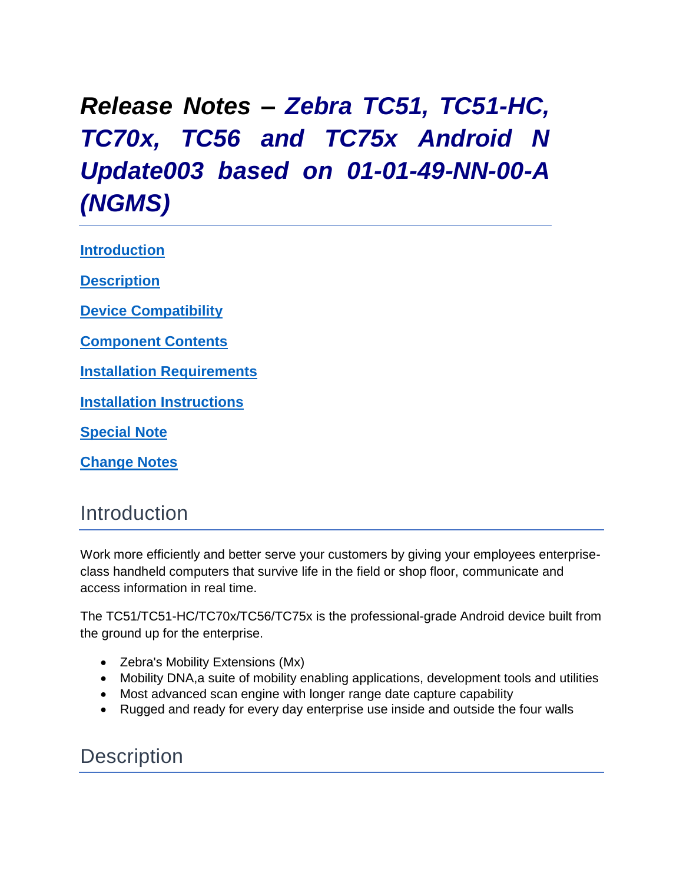# *Release Notes – Zebra TC51, TC51-HC, TC70x, TC56 and TC75x Android N Update003 based on 01-01-49-NN-00-A (NGMS)*

**Introduction**

**Description**

**Device Compatibility**

**Component Contents**

**Installation Requirements**

**Installation Instructions**

**Special Note**

**Change Notes**

## Introduction

Work more efficiently and better serve your customers by giving your employees enterprise-class handheld computers that survive life in the field or shop floor, communicate and access information in real time.

The TC51/TC51-HC/TC70x/TC56/TC75x is the professional-grade Android device built from the ground up for the enterprise.

- Zebra's Mobility Extensions (Mx)
- Mobility DNA,a suite of mobility enabling applications, development tools and utilities
- Most advanced scan engine with longer range date capture capability
- Rugged and ready for every day enterprise use inside and outside the four walls

## Description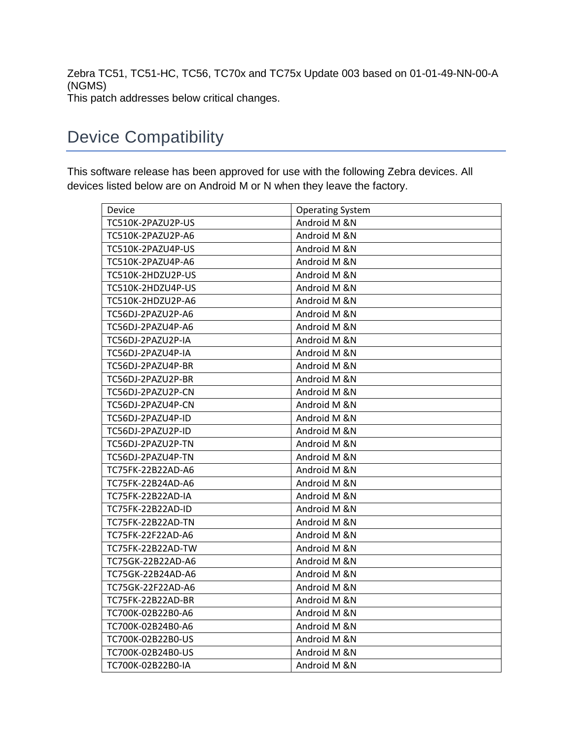Zebra TC51, TC51-HC, TC56, TC70x and TC75x Update 003 based on 01-01-49-NN-00-A (NGMS)

This patch addresses below critical changes.

# Device Compatibility

This software release has been approved for use with the following Zebra devices. All devices listed below are on Android M or N when they leave the factory.

| Device | Operating System |
|---|---|
| TC510K-2PAZU2P-US | Android M &N |
| TC510K-2PAZU2P-A6 | Android M &N |
| TC510K-2PAZU4P-US | Android M &N |
| TC510K-2PAZU4P-A6 | Android M &N |
| TC510K-2HDZU2P-US | Android M &N |
| TC510K-2HDZU4P-US | Android M &N |
| TC510K-2HDZU2P-A6 | Android M &N |
| TC56DJ-2PAZU2P-A6 | Android M &N |
| TC56DJ-2PAZU4P-A6 | Android M &N |
| TC56DJ-2PAZU2P-IA | Android M &N |
| TC56DJ-2PAZU4P-IA | Android M &N |
| TC56DJ-2PAZU4P-BR | Android M &N |
| TC56DJ-2PAZU2P-BR | Android M &N |
| TC56DJ-2PAZU2P-CN | Android M &N |
| TC56DJ-2PAZU4P-CN | Android M &N |
| TC56DJ-2PAZU4P-ID | Android M &N |
| TC56DJ-2PAZU2P-ID | Android M &N |
| TC56DJ-2PAZU2P-TN | Android M &N |
| TC56DJ-2PAZU4P-TN | Android M &N |
| TC75FK-22B22AD-A6 | Android M &N |
| TC75FK-22B24AD-A6 | Android M &N |
| TC75FK-22B22AD-IA | Android M &N |
| TC75FK-22B22AD-ID | Android M &N |
| TC75FK-22B22AD-TN | Android M &N |
| TC75FK-22F22AD-A6 | Android M &N |
| TC75FK-22B22AD-TW | Android M &N |
| TC75GK-22B22AD-A6 | Android M &N |
| TC75GK-22B24AD-A6 | Android M &N |
| TC75GK-22F22AD-A6 | Android M &N |
| TC75FK-22B22AD-BR | Android M &N |
| TC700K-02B22B0-A6 | Android M &N |
| TC700K-02B24B0-A6 | Android M &N |
| TC700K-02B22B0-US | Android M &N |
| TC700K-02B24B0-US | Android M &N |
| TC700K-02B22B0-IA | Android M &N |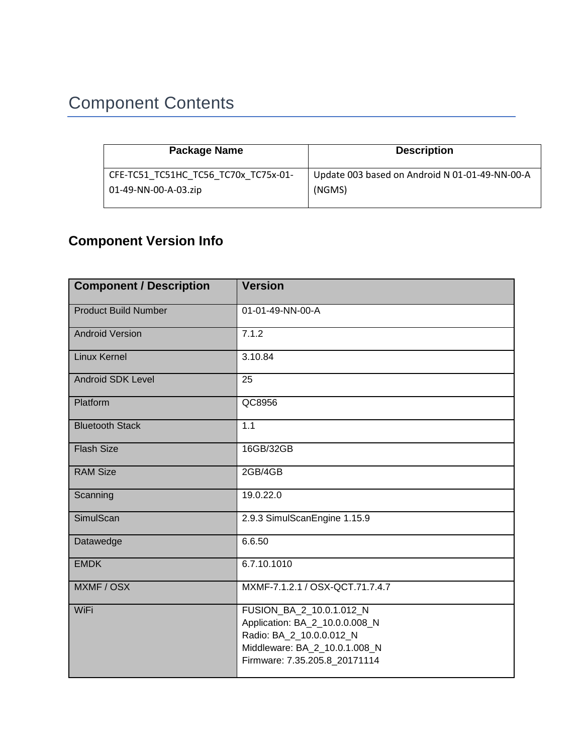# Component Contents

| Package Name | Description |
|---|---|
| CFE-TC51_TC51HC_TC56_TC70x_TC75x-01-01-49-NN-00-A-03.zip | Update 003 based on Android N 01-01-49-NN-00-A (NGMS) |

## Component Version Info

| Component / Description | Version |
|---|---|
| Product Build Number | 01-01-49-NN-00-A |
| Android Version | 7.1.2 |
| Linux Kernel | 3.10.84 |
| Android SDK Level | 25 |
| Platform | QC8956 |
| Bluetooth Stack | 1.1 |
| Flash Size | 16GB/32GB |
| RAM Size | 2GB/4GB |
| Scanning | 19.0.22.0 |
| SimulScan | 2.9.3 SimulScanEngine 1.15.9 |
| Datawedge | 6.6.50 |
| EMDK | 6.7.10.1010 |
| MXMF / OSX | MXMF-7.1.2.1 / OSX-QCT.71.7.4.7 |
| WiFi | FUSION_BA_2_10.0.1.012_N<br>Application: BA_2_10.0.0.008_N<br>Radio: BA_2_10.0.0.012_N<br>Middleware: BA_2_10.0.1.008_N<br>Firmware: 7.35.205.8_20171114 |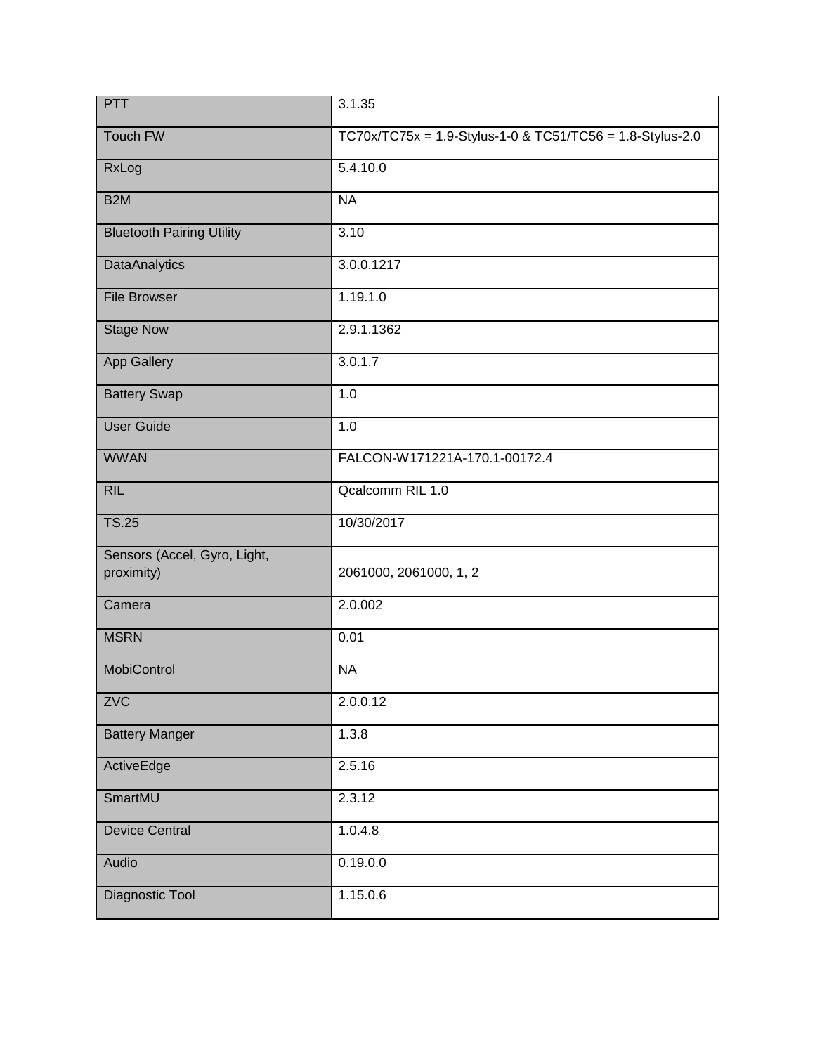| PTT | 3.1.35 |
|---|---|
| Touch FW | TC70x/TC75x = 1.9-Stylus-1-0 & TC51/TC56 = 1.8-Stylus-2.0 |
| RxLog | 5.4.10.0 |
| B2M | NA |
| Bluetooth Pairing Utility | 3.10 |
| DataAnalytics | 3.0.0.1217 |
| File Browser | 1.19.1.0 |
| Stage Now | 2.9.1.1362 |
| App Gallery | 3.0.1.7 |
| Battery Swap | 1.0 |
| User Guide | 1.0 |
| WWAN | FALCON-W171221A-170.1-00172.4 |
| RIL | Qcalcomm RIL 1.0 |
| TS.25 | 10/30/2017 |
| Sensors (Accel, Gyro, Light, proximity) | 2061000, 2061000, 1, 2 |
| Camera | 2.0.002 |
| MSRN | 0.01 |
| MobiControl | NA |
| ZVC | 2.0.0.12 |
| Battery Manger | 1.3.8 |
| ActiveEdge | 2.5.16 |
| SmartMU | 2.3.12 |
| Device Central | 1.0.4.8 |
| Audio | 0.19.0.0 |
| Diagnostic Tool | 1.15.0.6 |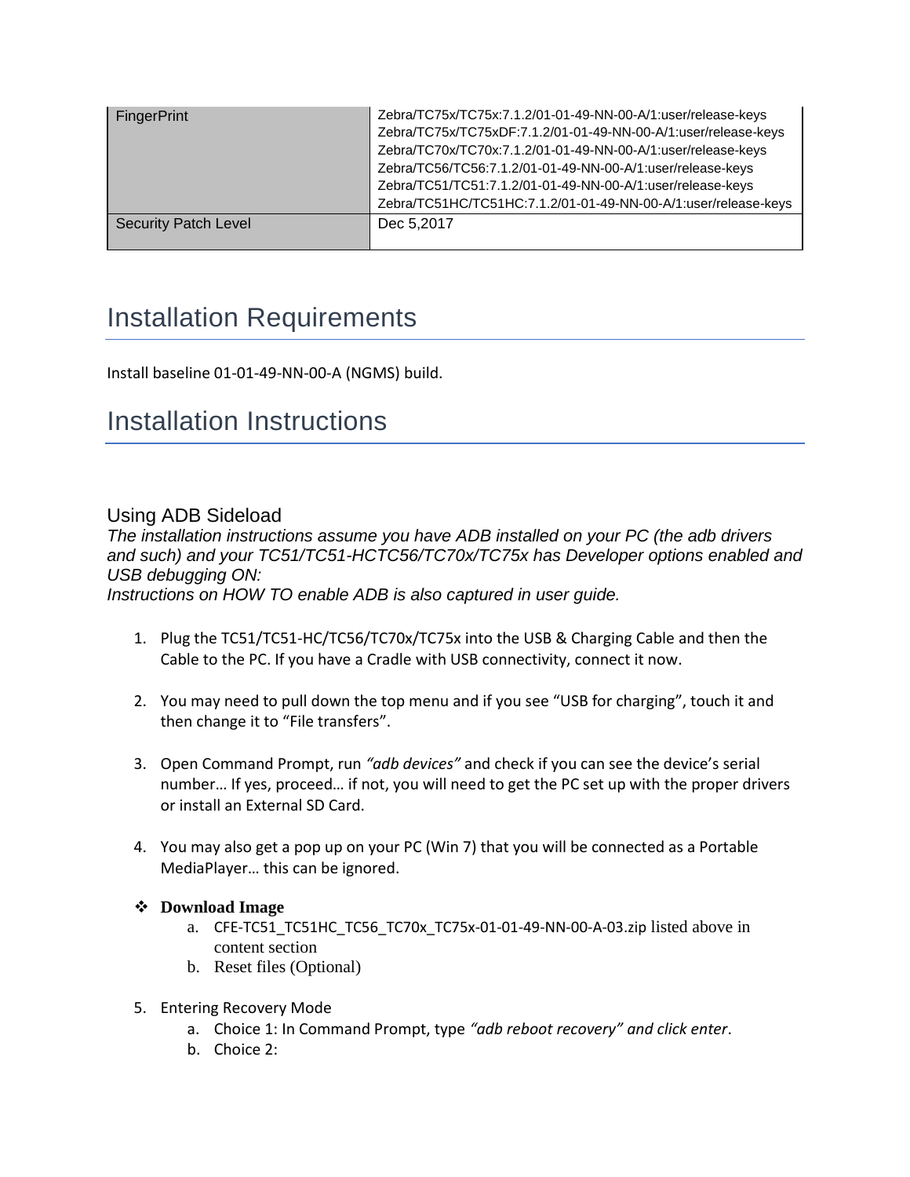| FingerPrint | Zebra/TC75x/TC75x:7.1.2/01-01-49-NN-00-A/1:user/release-keys<br>Zebra/TC75x/TC75xDF:7.1.2/01-01-49-NN-00-A/1:user/release-keys<br>Zebra/TC70x/TC70x:7.1.2/01-01-49-NN-00-A/1:user/release-keys<br>Zebra/TC56/TC56:7.1.2/01-01-49-NN-00-A/1:user/release-keys<br>Zebra/TC51/TC51:7.1.2/01-01-49-NN-00-A/1:user/release-keys<br>Zebra/TC51HC/TC51HC:7.1.2/01-01-49-NN-00-A/1:user/release-keys |
|---|---|
| Security Patch Level | Dec 5,2017 |

# Installation Requirements

Install baseline 01-01-49-NN-00-A (NGMS) build.

# Installation Instructions

## Using ADB Sideload

*The installation instructions assume you have ADB installed on your PC (the adb drivers and such) and your TC51/TC51-HCTC56/TC70x/TC75x has Developer options enabled and USB debugging ON:*
*Instructions on HOW TO enable ADB is also captured in user guide.*

1. Plug the TC51/TC51-HC/TC56/TC70x/TC75x into the USB & Charging Cable and then the Cable to the PC. If you have a Cradle with USB connectivity, connect it now.

2. You may need to pull down the top menu and if you see "USB for charging", touch it and then change it to "File transfers".

3. Open Command Prompt, run *"adb devices"* and check if you can see the device's serial number… If yes, proceed… if not, you will need to get the PC set up with the proper drivers or install an External SD Card.

4. You may also get a pop up on your PC (Win 7) that you will be connected as a Portable MediaPlayer… this can be ignored.

- **Download Image**
    a. CFE-TC51_TC51HC_TC56_TC70x_TC75x-01-01-49-NN-00-A-03.zip listed above in content section
    b. Reset files (Optional)

5. Entering Recovery Mode
    a. Choice 1: In Command Prompt, type *"adb reboot recovery" and click enter*.
    b. Choice 2: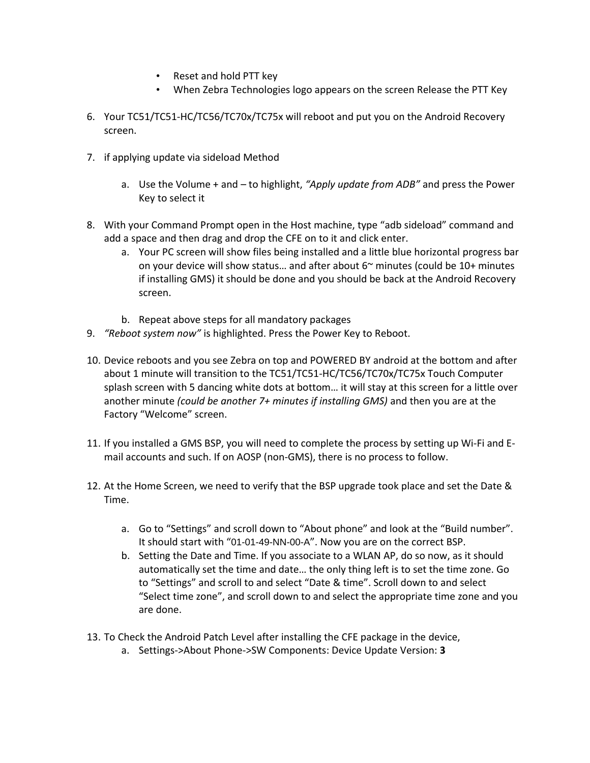- Reset and hold PTT key
- When Zebra Technologies logo appears on the screen Release the PTT Key

6. Your TC51/TC51-HC/TC56/TC70x/TC75x will reboot and put you on the Android Recovery screen.

7. if applying update via sideload Method

   a. Use the Volume + and – to highlight, *"Apply update from ADB"* and press the Power Key to select it

8. With your Command Prompt open in the Host machine, type "adb sideload" command and add a space and then drag and drop the CFE on to it and click enter.
   a. Your PC screen will show files being installed and a little blue horizontal progress bar on your device will show status… and after about 6~ minutes (could be 10+ minutes if installing GMS) it should be done and you should be back at the Android Recovery screen.

   b. Repeat above steps for all mandatory packages
9. *"Reboot system now"* is highlighted. Press the Power Key to Reboot.

10. Device reboots and you see Zebra on top and POWERED BY android at the bottom and after about 1 minute will transition to the TC51/TC51-HC/TC56/TC70x/TC75x Touch Computer splash screen with 5 dancing white dots at bottom… it will stay at this screen for a little over another minute *(could be another 7+ minutes if installing GMS)* and then you are at the Factory "Welcome" screen.

11. If you installed a GMS BSP, you will need to complete the process by setting up Wi-Fi and E-mail accounts and such. If on AOSP (non-GMS), there is no process to follow.

12. At the Home Screen, we need to verify that the BSP upgrade took place and set the Date & Time.

    a. Go to "Settings" and scroll down to "About phone" and look at the "Build number". It should start with "01-01-49-NN-00-A". Now you are on the correct BSP.
    b. Setting the Date and Time. If you associate to a WLAN AP, do so now, as it should automatically set the time and date… the only thing left is to set the time zone. Go to "Settings" and scroll to and select "Date & time". Scroll down to and select "Select time zone", and scroll down to and select the appropriate time zone and you are done.

13. To Check the Android Patch Level after installing the CFE package in the device,
    a. Settings->About Phone->SW Components: Device Update Version: **3**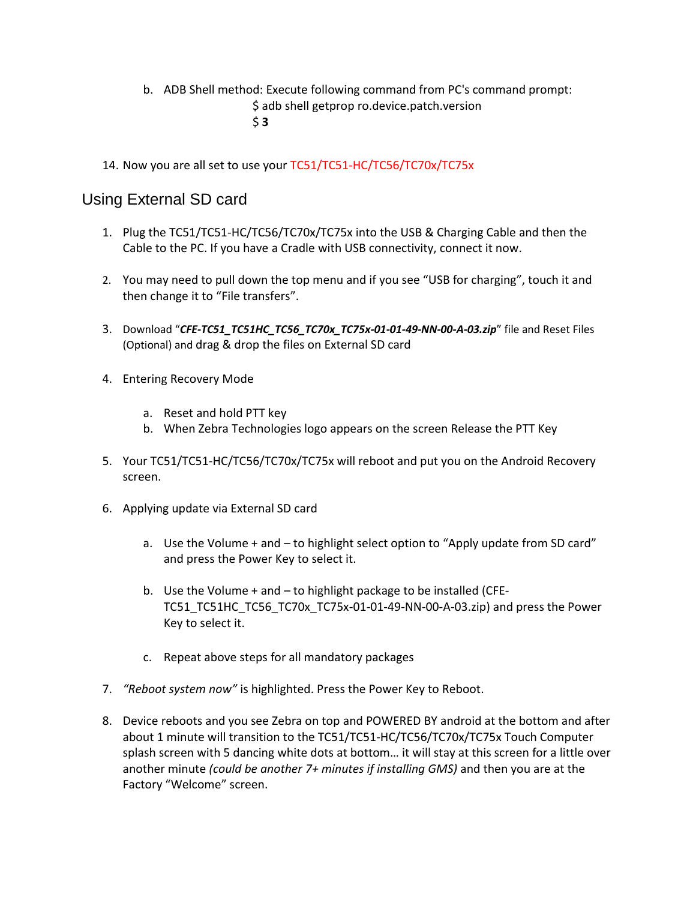b. ADB Shell method: Execute following command from PC's command prompt:
      $ adb shell getprop ro.device.patch.version
      $ **3**

14. Now you are all set to use your TC51/TC51-HC/TC56/TC70x/TC75x

## Using External SD card

1. Plug the TC51/TC51-HC/TC56/TC70x/TC75x into the USB & Charging Cable and then the Cable to the PC. If you have a Cradle with USB connectivity, connect it now.

2. You may need to pull down the top menu and if you see "USB for charging", touch it and then change it to "File transfers".

3. Download "***CFE-TC51_TC51HC_TC56_TC70x_TC75x-01-01-49-NN-00-A-03.zip***" file and Reset Files (Optional) and drag & drop the files on External SD card

4. Entering Recovery Mode

   a. Reset and hold PTT key
   b. When Zebra Technologies logo appears on the screen Release the PTT Key

5. Your TC51/TC51-HC/TC56/TC70x/TC75x will reboot and put you on the Android Recovery screen.

6. Applying update via External SD card

   a. Use the Volume + and – to highlight select option to "Apply update from SD card" and press the Power Key to select it.

   b. Use the Volume + and – to highlight package to be installed (CFE-TC51_TC51HC_TC56_TC70x_TC75x-01-01-49-NN-00-A-03.zip) and press the Power Key to select it.

   c. Repeat above steps for all mandatory packages

7. *"Reboot system now"* is highlighted. Press the Power Key to Reboot.

8. Device reboots and you see Zebra on top and POWERED BY android at the bottom and after about 1 minute will transition to the TC51/TC51-HC/TC56/TC70x/TC75x Touch Computer splash screen with 5 dancing white dots at bottom… it will stay at this screen for a little over another minute *(could be another 7+ minutes if installing GMS)* and then you are at the Factory "Welcome" screen.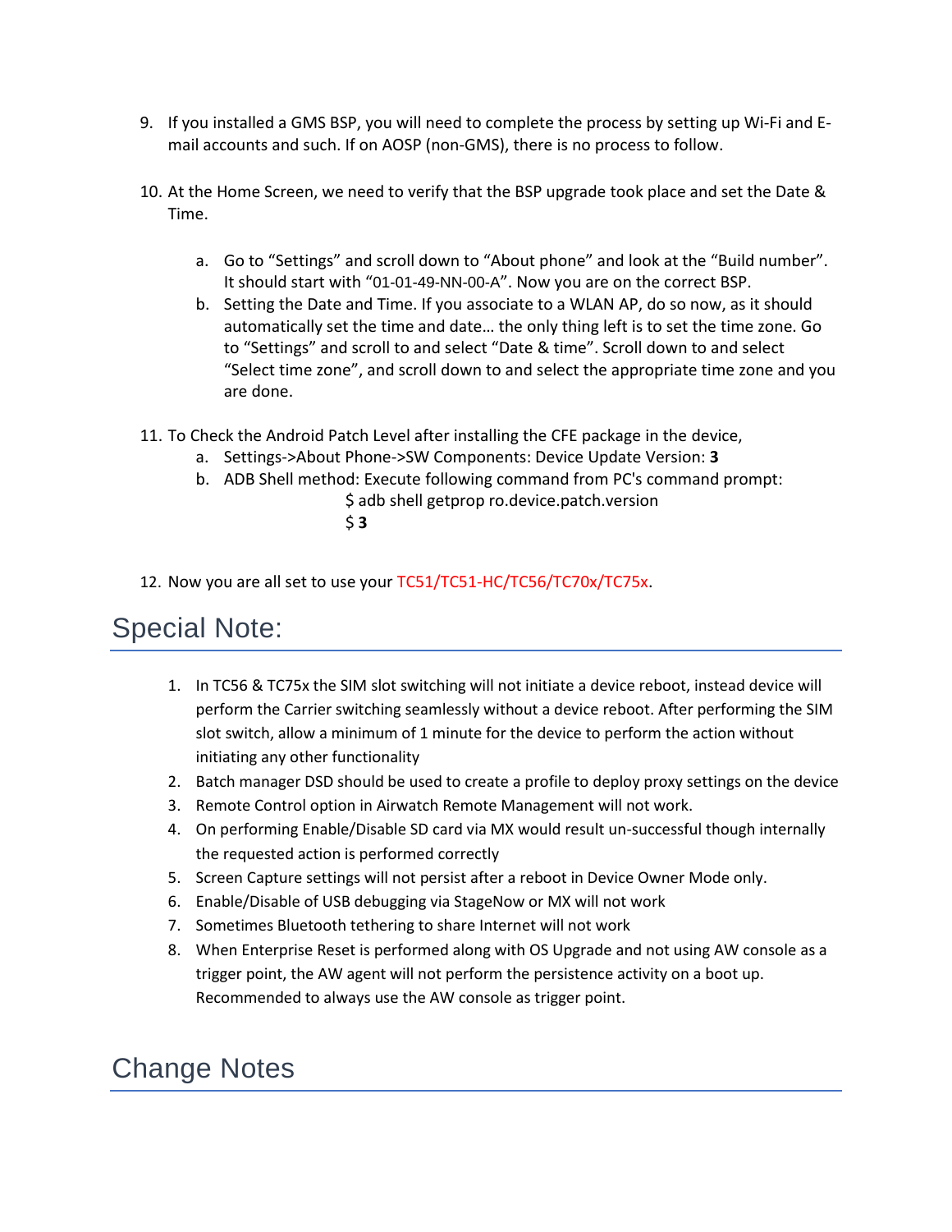9. If you installed a GMS BSP, you will need to complete the process by setting up Wi-Fi and E-mail accounts and such. If on AOSP (non-GMS), there is no process to follow.

10. At the Home Screen, we need to verify that the BSP upgrade took place and set the Date & Time.

    a. Go to “Settings” and scroll down to “About phone” and look at the “Build number”. It should start with “01-01-49-NN-00-A”. Now you are on the correct BSP.
    b. Setting the Date and Time. If you associate to a WLAN AP, do so now, as it should automatically set the time and date… the only thing left is to set the time zone. Go to “Settings” and scroll to and select “Date & time”. Scroll down to and select “Select time zone”, and scroll down to and select the appropriate time zone and you are done.

11. To Check the Android Patch Level after installing the CFE package in the device,
    a. Settings->About Phone->SW Components: Device Update Version: **3**
    b. ADB Shell method: Execute following command from PC's command prompt:

       $ adb shell getprop ro.device.patch.version
       $ **3**

12. Now you are all set to use your TC51/TC51-HC/TC56/TC70x/TC75x.

## Special Note:

1. In TC56 & TC75x the SIM slot switching will not initiate a device reboot, instead device will perform the Carrier switching seamlessly without a device reboot. After performing the SIM slot switch, allow a minimum of 1 minute for the device to perform the action without initiating any other functionality
2. Batch manager DSD should be used to create a profile to deploy proxy settings on the device
3. Remote Control option in Airwatch Remote Management will not work.
4. On performing Enable/Disable SD card via MX would result un-successful though internally the requested action is performed correctly
5. Screen Capture settings will not persist after a reboot in Device Owner Mode only.
6. Enable/Disable of USB debugging via StageNow or MX will not work
7. Sometimes Bluetooth tethering to share Internet will not work
8. When Enterprise Reset is performed along with OS Upgrade and not using AW console as a trigger point, the AW agent will not perform the persistence activity on a boot up. Recommended to always use the AW console as trigger point.

## Change Notes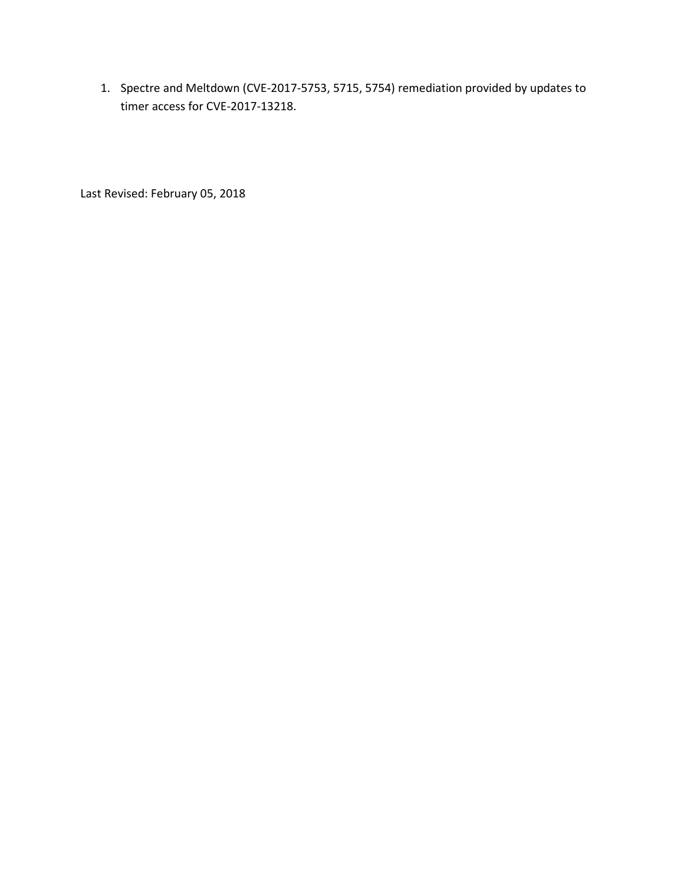1. Spectre and Meltdown (CVE-2017-5753, 5715, 5754) remediation provided by updates to timer access for CVE-2017-13218.

Last Revised: February 05, 2018